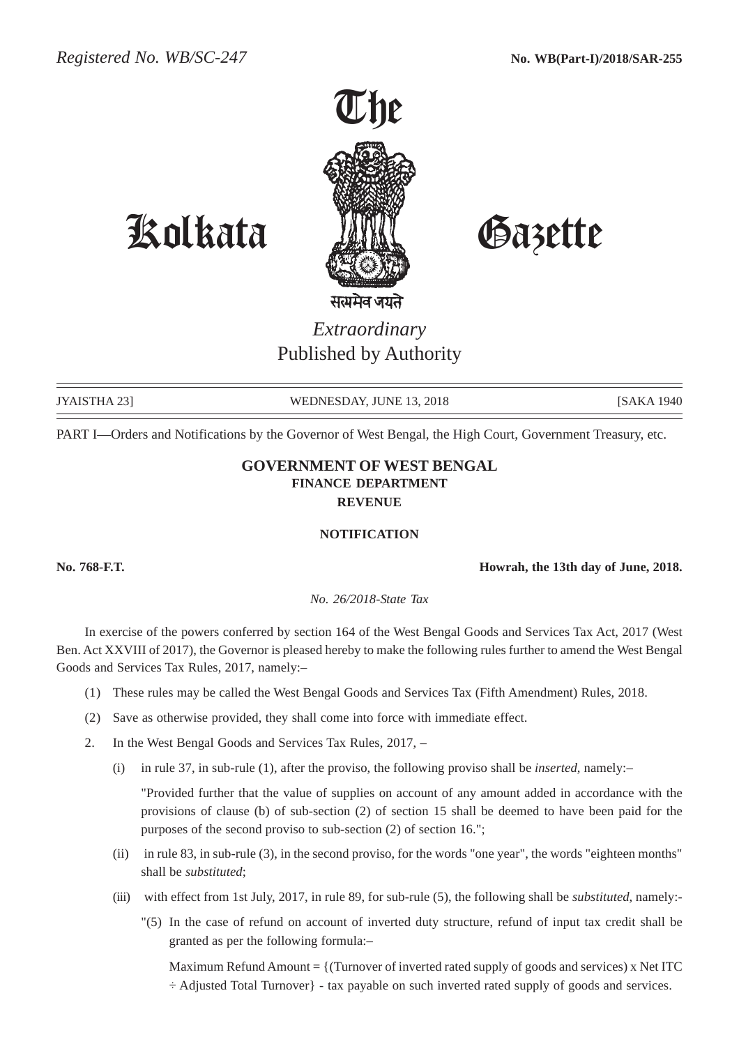*Registered No. WB/SC-247* **No. WB(Part-I)/2018/SAR-255**

# The Kolkata Gazette

सत्यमेव जयते

*Extraordinary*
Published by Authority

JYAISTHA 23] WEDNESDAY, JUNE 13, 2018 [SAKA 1940

PART I—Orders and Notifications by the Governor of West Bengal, the High Court, Government Treasury, etc.

## GOVERNMENT OF WEST BENGAL
### FINANCE DEPARTMENT
### REVENUE

### NOTIFICATION

**No. 768-F.T.** **Howrah, the 13th day of June, 2018.**

*No. 26/2018-State Tax*

In exercise of the powers conferred by section 164 of the West Bengal Goods and Services Tax Act, 2017 (West Ben. Act XXVIII of 2017), the Governor is pleased hereby to make the following rules further to amend the West Bengal Goods and Services Tax Rules, 2017, namely:–

(1) These rules may be called the West Bengal Goods and Services Tax (Fifth Amendment) Rules, 2018.

(2) Save as otherwise provided, they shall come into force with immediate effect.

2. In the West Bengal Goods and Services Tax Rules, 2017, –

(i) in rule 37, in sub-rule (1), after the proviso, the following proviso shall be *inserted*, namely:–

"Provided further that the value of supplies on account of any amount added in accordance with the provisions of clause (b) of sub-section (2) of section 15 shall be deemed to have been paid for the purposes of the second proviso to sub-section (2) of section 16.";

(ii) in rule 83, in sub-rule (3), in the second proviso, for the words "one year", the words "eighteen months" shall be *substituted*;

(iii) with effect from 1st July, 2017, in rule 89, for sub-rule (5), the following shall be *substituted*, namely:-

"(5) In the case of refund on account of inverted duty structure, refund of input tax credit shall be granted as per the following formula:–

Maximum Refund Amount = {(Turnover of inverted rated supply of goods and services) x Net ITC ÷ Adjusted Total Turnover} - tax payable on such inverted rated supply of goods and services.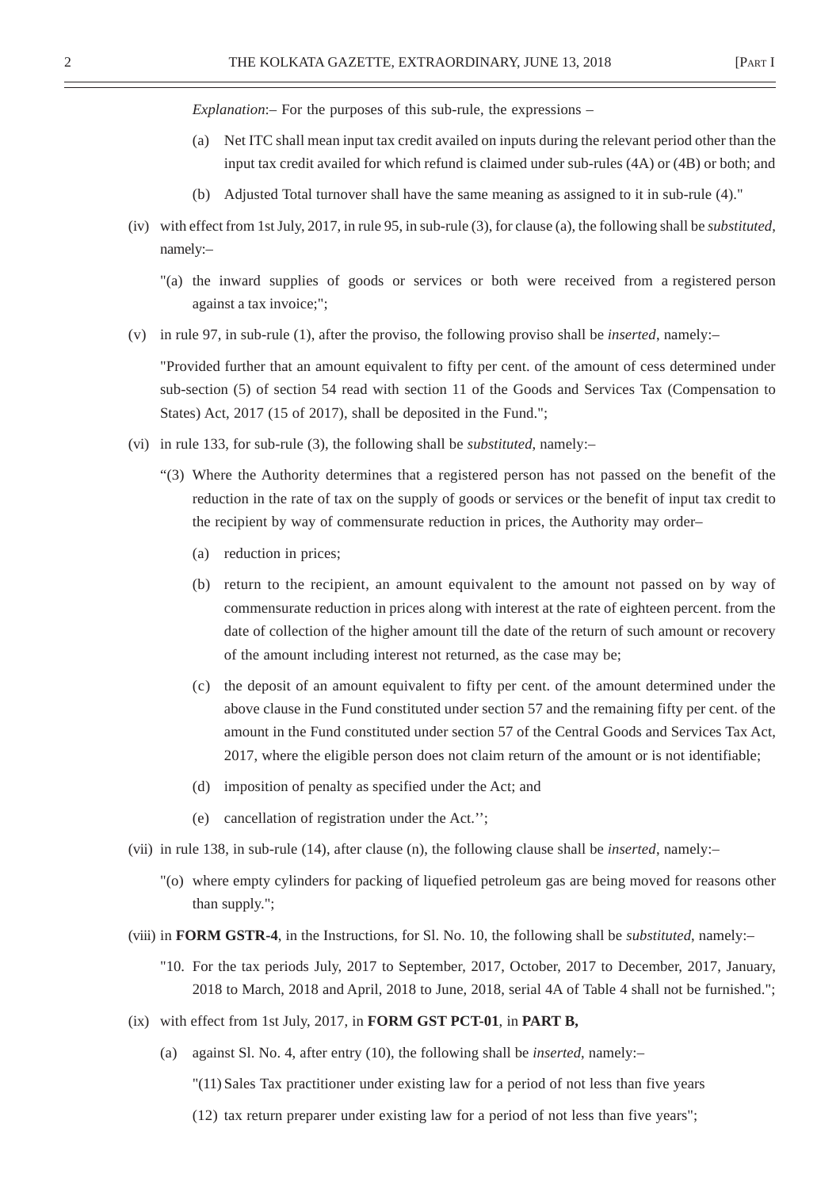*Explanation*:– For the purposes of this sub-rule, the expressions –

(a) Net ITC shall mean input tax credit availed on inputs during the relevant period other than the input tax credit availed for which refund is claimed under sub-rules (4A) or (4B) or both; and

(b) Adjusted Total turnover shall have the same meaning as assigned to it in sub-rule (4)."

(iv) with effect from 1st July, 2017, in rule 95, in sub-rule (3), for clause (a), the following shall be *substituted*, namely:–

"(a) the inward supplies of goods or services or both were received from a registered person against a tax invoice;";

(v) in rule 97, in sub-rule (1), after the proviso, the following proviso shall be *inserted*, namely:–

"Provided further that an amount equivalent to fifty per cent. of the amount of cess determined under sub-section (5) of section 54 read with section 11 of the Goods and Services Tax (Compensation to States) Act, 2017 (15 of 2017), shall be deposited in the Fund.";

(vi) in rule 133, for sub-rule (3), the following shall be *substituted*, namely:–

"(3) Where the Authority determines that a registered person has not passed on the benefit of the reduction in the rate of tax on the supply of goods or services or the benefit of input tax credit to the recipient by way of commensurate reduction in prices, the Authority may order–

(a) reduction in prices;

(b) return to the recipient, an amount equivalent to the amount not passed on by way of commensurate reduction in prices along with interest at the rate of eighteen percent. from the date of collection of the higher amount till the date of the return of such amount or recovery of the amount including interest not returned, as the case may be;

(c) the deposit of an amount equivalent to fifty per cent. of the amount determined under the above clause in the Fund constituted under section 57 and the remaining fifty per cent. of the amount in the Fund constituted under section 57 of the Central Goods and Services Tax Act, 2017, where the eligible person does not claim return of the amount or is not identifiable;

(d) imposition of penalty as specified under the Act; and

(e) cancellation of registration under the Act.'';

(vii) in rule 138, in sub-rule (14), after clause (n), the following clause shall be *inserted*, namely:–

"(o) where empty cylinders for packing of liquefied petroleum gas are being moved for reasons other than supply.";

(viii) in **FORM GSTR-4**, in the Instructions, for Sl. No. 10, the following shall be *substituted*, namely:–

"10. For the tax periods July, 2017 to September, 2017, October, 2017 to December, 2017, January, 2018 to March, 2018 and April, 2018 to June, 2018, serial 4A of Table 4 shall not be furnished.";

(ix) with effect from 1st July, 2017, in **FORM GST PCT-01**, in **PART B,**

(a) against Sl. No. 4, after entry (10), the following shall be *inserted*, namely:–

"(11) Sales Tax practitioner under existing law for a period of not less than five years

(12) tax return preparer under existing law for a period of not less than five years";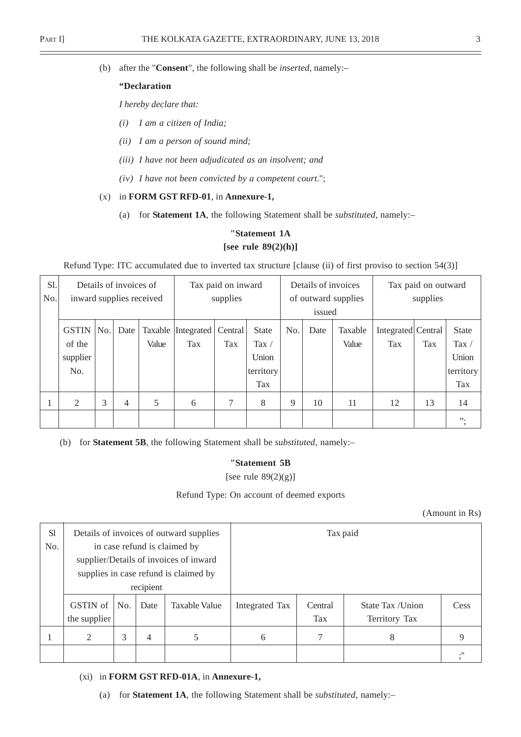(b) after the "**Consent**", the following shall be *inserted*, namely:–

**"Declaration**

*I hereby declare that:*

*(i) I am a citizen of India;*

*(ii) I am a person of sound mind;*

*(iii) I have not been adjudicated as an insolvent; and*

*(iv) I have not been convicted by a competent court.*";

(x) in **FORM GST RFD-01**, in **Annexure-1,**

(a) for **Statement 1A**, the following Statement shall be *substituted*, namely:–

**"Statement 1A**
**[see rule 89(2)(h)]**

Refund Type: ITC accumulated due to inverted tax structure [clause (ii) of first proviso to section 54(3)]

| Sl. No. | Details of invoices of inward supplies received | | | | Tax paid on inward supplies | | | Details of invoices of outward supplies issued | | | Tax paid on outward supplies | | |
|---|---|---|---|---|---|---|---|---|---|---|---|---|---|
| | GSTIN of the supplier No. | No. | Date | Taxable Value | Integrated Tax | Central Tax | State Tax / Union territory Tax | No. | Date | Taxable Value | Integrated Tax | Central Tax | State Tax / Union territory Tax |
| 1 | 2 | 3 | 4 | 5 | 6 | 7 | 8 | 9 | 10 | 11 | 12 | 13 | 14 |
| | | | | | | | | | | | | | "; |

(b) for **Statement 5B**, the following Statement shall be *substituted*, namely:–

**"Statement 5B**

[see rule 89(2)(g)]

Refund Type: On account of deemed exports

(Amount in Rs)

| Sl No. | Details of invoices of outward supplies in case refund is claimed by supplier/Details of invoices of inward supplies in case refund is claimed by recipient | | | | Tax paid | | | |
|---|---|---|---|---|---|---|---|---|
| | GSTIN of the supplier | No. | Date | Taxable Value | Integrated Tax | Central Tax | State Tax /Union Territory Tax | Cess |
| 1 | 2 | 3 | 4 | 5 | 6 | 7 | 8 | 9 |
| | | | | | | | | ;" |

(xi) in **FORM GST RFD-01A**, in **Annexure-1,**

(a) for **Statement 1A**, the following Statement shall be *substituted*, namely:–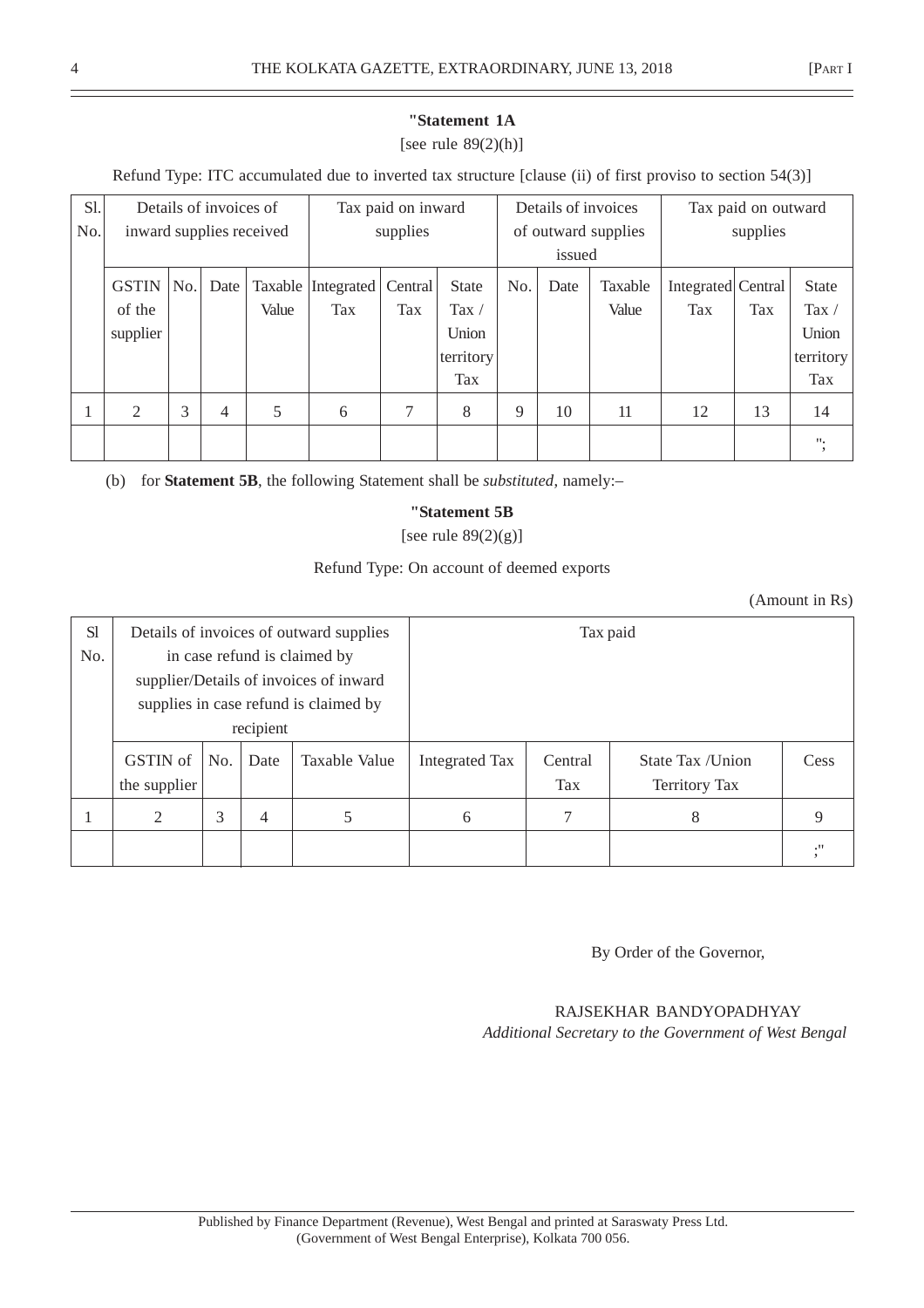**"Statement 1A**

[see rule 89(2)(h)]

Refund Type: ITC accumulated due to inverted tax structure [clause (ii) of first proviso to section 54(3)]

| Sl. No. | Details of invoices of inward supplies received | | | | Tax paid on inward supplies | | | Details of invoices of outward supplies issued | | | Tax paid on outward supplies | | |
|---|---|---|---|---|---|---|---|---|---|---|---|---|---|
| | GSTIN of the supplier | No. | Date | Taxable Value | Integrated Tax | Central Tax | State Tax / Union territory Tax | No. | Date | Taxable Value | Integrated Tax | Central Tax | State Tax / Union territory Tax |
| 1 | 2 | 3 | 4 | 5 | 6 | 7 | 8 | 9 | 10 | 11 | 12 | 13 | 14 |
| | | | | | | | | | | | | | "; |

(b) for **Statement 5B**, the following Statement shall be *substituted*, namely:–

**"Statement 5B**

[see rule 89(2)(g)]

Refund Type: On account of deemed exports

(Amount in Rs)

| Sl No. | Details of invoices of outward supplies in case refund is claimed by supplier/Details of invoices of inward supplies in case refund is claimed by recipient | | | | Tax paid | | | |
|---|---|---|---|---|---|---|---|---|
| | GSTIN of the supplier | No. | Date | Taxable Value | Integrated Tax | Central Tax | State Tax /Union Territory Tax | Cess |
| 1 | 2 | 3 | 4 | 5 | 6 | 7 | 8 | 9 |
| | | | | | | | | ;" |

By Order of the Governor,

RAJSEKHAR BANDYOPADHYAY
*Additional Secretary to the Government of West Bengal*

Published by Finance Department (Revenue), West Bengal and printed at Saraswaty Press Ltd.
(Government of West Bengal Enterprise), Kolkata 700 056.